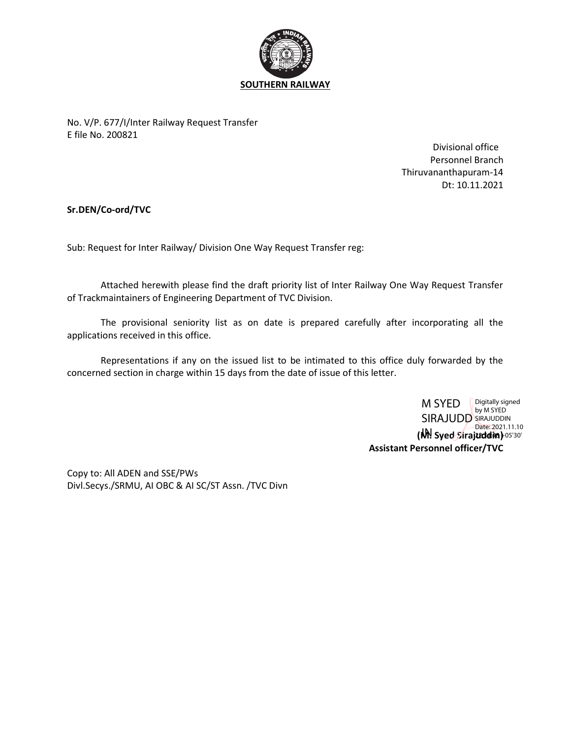**SOUTHERN RAILWAY**

No. V/P. 677/I/Inter Railway Request Transfer
E file No. 200821

Divisional office
Personnel Branch
Thiruvananthapuram-14
Dt: 10.11.2021

**Sr.DEN/Co-ord/TVC**

Sub: Request for Inter Railway/ Division One Way Request Transfer reg:

Attached herewith please find the draft priority list of Inter Railway One Way Request Transfer of Trackmaintainers of Engineering Department of TVC Division.

The provisional seniority list as on date is prepared carefully after incorporating all the applications received in this office.

Representations if any on the issued list to be intimated to this office duly forwarded by the concerned section in charge within 15 days from the date of issue of this letter.

M SYED SIRAJUDDIN
Digitally signed by M SYED SIRAJUDDIN
Date: 2021.11.10 ... 05'30'

**(M. Syed Sirajuddin)**
**Assistant Personnel officer/TVC**

Copy to: All ADEN and SSE/PWs
Divl.Secys./SRMU, AI OBC & AI SC/ST Assn. /TVC Divn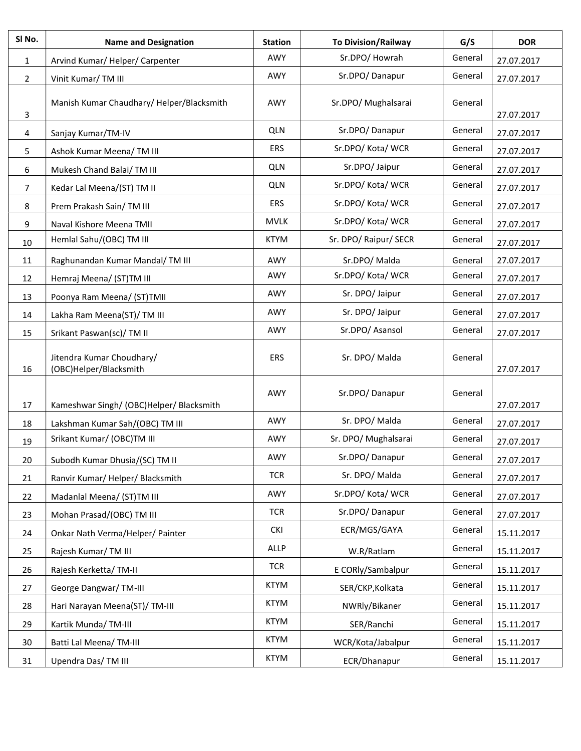| Sl No. | Name and Designation | Station | To Division/Railway | G/S | DOR |
|---|---|---|---|---|---|
| 1 | Arvind Kumar/ Helper/ Carpenter | AWY | Sr.DPO/ Howrah | General | 27.07.2017 |
| 2 | Vinit Kumar/ TM III | AWY | Sr.DPO/ Danapur | General | 27.07.2017 |
| 3 | Manish Kumar Chaudhary/ Helper/Blacksmith | AWY | Sr.DPO/ Mughalsarai | General | 27.07.2017 |
| 4 | Sanjay Kumar/TM-IV | QLN | Sr.DPO/ Danapur | General | 27.07.2017 |
| 5 | Ashok Kumar Meena/ TM III | ERS | Sr.DPO/ Kota/ WCR | General | 27.07.2017 |
| 6 | Mukesh Chand Balai/ TM III | QLN | Sr.DPO/ Jaipur | General | 27.07.2017 |
| 7 | Kedar Lal Meena/(ST) TM II | QLN | Sr.DPO/ Kota/ WCR | General | 27.07.2017 |
| 8 | Prem Prakash Sain/ TM III | ERS | Sr.DPO/ Kota/ WCR | General | 27.07.2017 |
| 9 | Naval Kishore Meena TMII | MVLK | Sr.DPO/ Kota/ WCR | General | 27.07.2017 |
| 10 | Hemlal Sahu/(OBC) TM III | KTYM | Sr. DPO/ Raipur/ SECR | General | 27.07.2017 |
| 11 | Raghunandan Kumar Mandal/ TM III | AWY | Sr.DPO/ Malda | General | 27.07.2017 |
| 12 | Hemraj Meena/ (ST)TM III | AWY | Sr.DPO/ Kota/ WCR | General | 27.07.2017 |
| 13 | Poonya Ram Meena/ (ST)TMII | AWY | Sr. DPO/ Jaipur | General | 27.07.2017 |
| 14 | Lakha Ram Meena(ST)/ TM III | AWY | Sr. DPO/ Jaipur | General | 27.07.2017 |
| 15 | Srikant Paswan(sc)/ TM II | AWY | Sr.DPO/ Asansol | General | 27.07.2017 |
| 16 | Jitendra Kumar Choudhary/ (OBC)Helper/Blacksmith | ERS | Sr. DPO/ Malda | General | 27.07.2017 |
| 17 | Kameshwar Singh/ (OBC)Helper/ Blacksmith | AWY | Sr.DPO/ Danapur | General | 27.07.2017 |
| 18 | Lakshman Kumar Sah/(OBC) TM III | AWY | Sr. DPO/ Malda | General | 27.07.2017 |
| 19 | Srikant Kumar/ (OBC)TM III | AWY | Sr. DPO/ Mughalsarai | General | 27.07.2017 |
| 20 | Subodh Kumar Dhusia/(SC) TM II | AWY | Sr.DPO/ Danapur | General | 27.07.2017 |
| 21 | Ranvir Kumar/ Helper/ Blacksmith | TCR | Sr. DPO/ Malda | General | 27.07.2017 |
| 22 | Madanlal Meena/ (ST)TM III | AWY | Sr.DPO/ Kota/ WCR | General | 27.07.2017 |
| 23 | Mohan Prasad/(OBC) TM III | TCR | Sr.DPO/ Danapur | General | 27.07.2017 |
| 24 | Onkar Nath Verma/Helper/ Painter | CKI | ECR/MGS/GAYA | General | 15.11.2017 |
| 25 | Rajesh Kumar/ TM III | ALLP | W.R/Ratlam | General | 15.11.2017 |
| 26 | Rajesh Kerketta/ TM-II | TCR | E CORly/Sambalpur | General | 15.11.2017 |
| 27 | George Dangwar/ TM-III | KTYM | SER/CKP,Kolkata | General | 15.11.2017 |
| 28 | Hari Narayan Meena(ST)/ TM-III | KTYM | NWRly/Bikaner | General | 15.11.2017 |
| 29 | Kartik Munda/ TM-III | KTYM | SER/Ranchi | General | 15.11.2017 |
| 30 | Batti Lal Meena/ TM-III | KTYM | WCR/Kota/Jabalpur | General | 15.11.2017 |
| 31 | Upendra Das/ TM III | KTYM | ECR/Dhanapur | General | 15.11.2017 |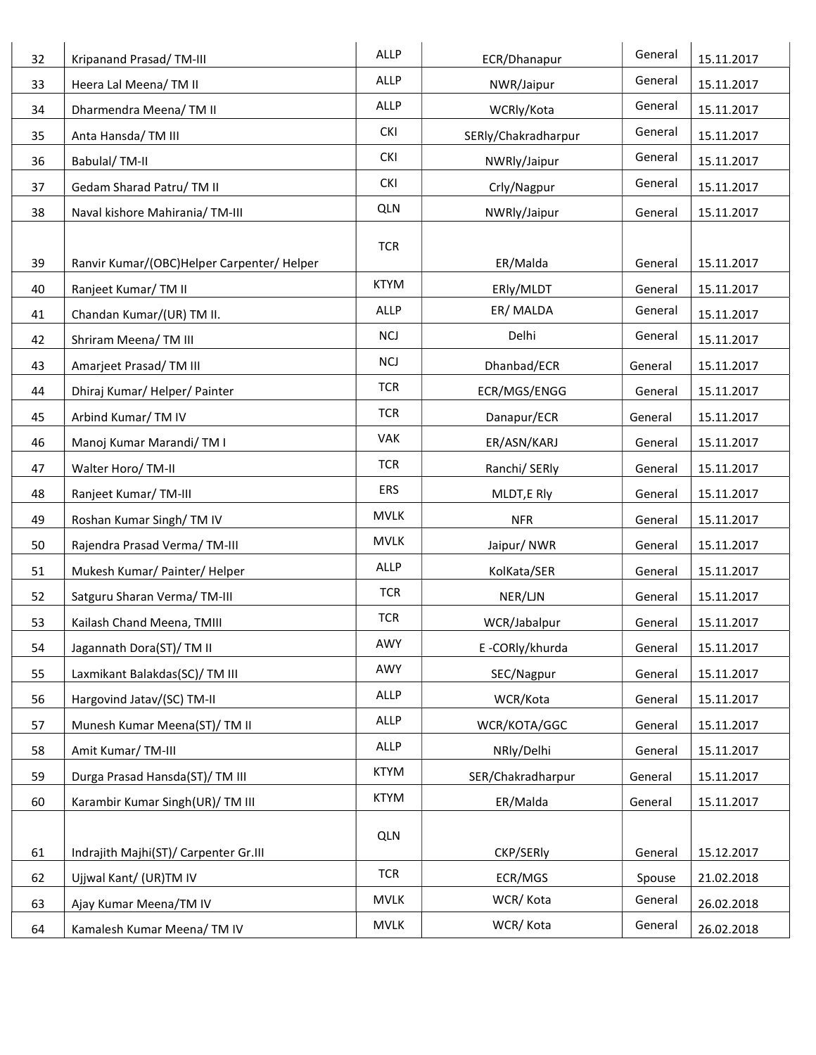| | | | | | |
|---|---|---|---|---|---|
| 32 | Kripanand Prasad/ TM-III | ALLP | ECR/Dhanapur | General | 15.11.2017 |
| 33 | Heera Lal Meena/ TM II | ALLP | NWR/Jaipur | General | 15.11.2017 |
| 34 | Dharmendra Meena/ TM II | ALLP | WCRly/Kota | General | 15.11.2017 |
| 35 | Anta Hansda/ TM III | CKI | SERly/Chakradharpur | General | 15.11.2017 |
| 36 | Babulal/ TM-II | CKI | NWRly/Jaipur | General | 15.11.2017 |
| 37 | Gedam Sharad Patru/ TM II | CKI | Crly/Nagpur | General | 15.11.2017 |
| 38 | Naval kishore Mahirania/ TM-III | QLN | NWRly/Jaipur | General | 15.11.2017 |
| 39 | Ranvir Kumar/(OBC)Helper Carpenter/ Helper | TCR | ER/Malda | General | 15.11.2017 |
| 40 | Ranjeet Kumar/ TM II | KTYM | ERly/MLDT | General | 15.11.2017 |
| 41 | Chandan Kumar/(UR) TM II. | ALLP | ER/ MALDA | General | 15.11.2017 |
| 42 | Shriram Meena/ TM III | NCJ | Delhi | General | 15.11.2017 |
| 43 | Amarjeet Prasad/ TM III | NCJ | Dhanbad/ECR | General | 15.11.2017 |
| 44 | Dhiraj Kumar/ Helper/ Painter | TCR | ECR/MGS/ENGG | General | 15.11.2017 |
| 45 | Arbind Kumar/ TM IV | TCR | Danapur/ECR | General | 15.11.2017 |
| 46 | Manoj Kumar Marandi/ TM I | VAK | ER/ASN/KARJ | General | 15.11.2017 |
| 47 | Walter Horo/ TM-II | TCR | Ranchi/ SERly | General | 15.11.2017 |
| 48 | Ranjeet Kumar/ TM-III | ERS | MLDT,E Rly | General | 15.11.2017 |
| 49 | Roshan Kumar Singh/ TM IV | MVLK | NFR | General | 15.11.2017 |
| 50 | Rajendra Prasad Verma/ TM-III | MVLK | Jaipur/ NWR | General | 15.11.2017 |
| 51 | Mukesh Kumar/ Painter/ Helper | ALLP | KolKata/SER | General | 15.11.2017 |
| 52 | Satguru Sharan Verma/ TM-III | TCR | NER/LJN | General | 15.11.2017 |
| 53 | Kailash Chand Meena, TMIII | TCR | WCR/Jabalpur | General | 15.11.2017 |
| 54 | Jagannath Dora(ST)/ TM II | AWY | E -CORly/khurda | General | 15.11.2017 |
| 55 | Laxmikant Balakdas(SC)/ TM III | AWY | SEC/Nagpur | General | 15.11.2017 |
| 56 | Hargovind Jatav/(SC) TM-II | ALLP | WCR/Kota | General | 15.11.2017 |
| 57 | Munesh Kumar Meena(ST)/ TM II | ALLP | WCR/KOTA/GGC | General | 15.11.2017 |
| 58 | Amit Kumar/ TM-III | ALLP | NRly/Delhi | General | 15.11.2017 |
| 59 | Durga Prasad Hansda(ST)/ TM III | KTYM | SER/Chakradharpur | General | 15.11.2017 |
| 60 | Karambir Kumar Singh(UR)/ TM III | KTYM | ER/Malda | General | 15.11.2017 |
| 61 | Indrajith Majhi(ST)/ Carpenter Gr.III | QLN | CKP/SERly | General | 15.12.2017 |
| 62 | Ujjwal Kant/ (UR)TM IV | TCR | ECR/MGS | Spouse | 21.02.2018 |
| 63 | Ajay Kumar Meena/TM IV | MVLK | WCR/ Kota | General | 26.02.2018 |
| 64 | Kamalesh Kumar Meena/ TM IV | MVLK | WCR/ Kota | General | 26.02.2018 |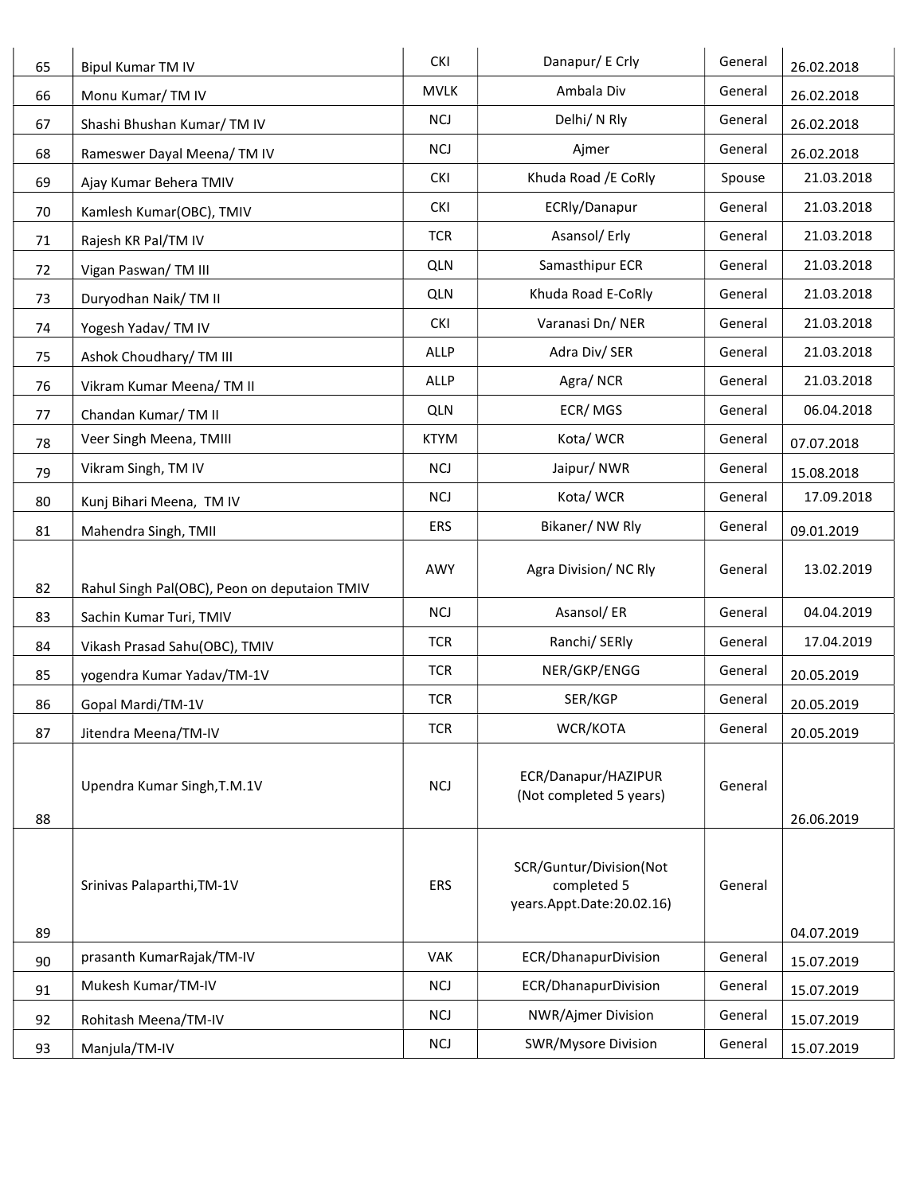| | | | | | |
|---|---|---|---|---|---|
| 65 | Bipul Kumar TM IV | CKI | Danapur/ E Crly | General | 26.02.2018 |
| 66 | Monu Kumar/ TM IV | MVLK | Ambala Div | General | 26.02.2018 |
| 67 | Shashi Bhushan Kumar/ TM IV | NCJ | Delhi/ N Rly | General | 26.02.2018 |
| 68 | Rameswer Dayal Meena/ TM IV | NCJ | Ajmer | General | 26.02.2018 |
| 69 | Ajay Kumar Behera TMIV | CKI | Khuda Road /E CoRly | Spouse | 21.03.2018 |
| 70 | Kamlesh Kumar(OBC), TMIV | CKI | ECRly/Danapur | General | 21.03.2018 |
| 71 | Rajesh KR Pal/TM IV | TCR | Asansol/ Erly | General | 21.03.2018 |
| 72 | Vigan Paswan/ TM III | QLN | Samasthipur ECR | General | 21.03.2018 |
| 73 | Duryodhan Naik/ TM II | QLN | Khuda Road E-CoRly | General | 21.03.2018 |
| 74 | Yogesh Yadav/ TM IV | CKI | Varanasi Dn/ NER | General | 21.03.2018 |
| 75 | Ashok Choudhary/ TM III | ALLP | Adra Div/ SER | General | 21.03.2018 |
| 76 | Vikram Kumar Meena/ TM II | ALLP | Agra/ NCR | General | 21.03.2018 |
| 77 | Chandan Kumar/ TM II | QLN | ECR/ MGS | General | 06.04.2018 |
| 78 | Veer Singh Meena, TMIII | KTYM | Kota/ WCR | General | 07.07.2018 |
| 79 | Vikram Singh, TM IV | NCJ | Jaipur/ NWR | General | 15.08.2018 |
| 80 | Kunj Bihari Meena, TM IV | NCJ | Kota/ WCR | General | 17.09.2018 |
| 81 | Mahendra Singh, TMII | ERS | Bikaner/ NW Rly | General | 09.01.2019 |
| 82 | Rahul Singh Pal(OBC), Peon on deputaion TMIV | AWY | Agra Division/ NC Rly | General | 13.02.2019 |
| 83 | Sachin Kumar Turi, TMIV | NCJ | Asansol/ ER | General | 04.04.2019 |
| 84 | Vikash Prasad Sahu(OBC), TMIV | TCR | Ranchi/ SERly | General | 17.04.2019 |
| 85 | yogendra Kumar Yadav/TM-1V | TCR | NER/GKP/ENGG | General | 20.05.2019 |
| 86 | Gopal Mardi/TM-1V | TCR | SER/KGP | General | 20.05.2019 |
| 87 | Jitendra Meena/TM-IV | TCR | WCR/KOTA | General | 20.05.2019 |
| 88 | Upendra Kumar Singh,T.M.1V | NCJ | ECR/Danapur/HAZIPUR (Not completed 5 years) | General | 26.06.2019 |
| 89 | Srinivas Palaparthi,TM-1V | ERS | SCR/Guntur/Division(Not completed 5 years.Appt.Date:20.02.16) | General | 04.07.2019 |
| 90 | prasanth KumarRajak/TM-IV | VAK | ECR/DhanapurDivision | General | 15.07.2019 |
| 91 | Mukesh Kumar/TM-IV | NCJ | ECR/DhanapurDivision | General | 15.07.2019 |
| 92 | Rohitash Meena/TM-IV | NCJ | NWR/Ajmer Division | General | 15.07.2019 |
| 93 | Manjula/TM-IV | NCJ | SWR/Mysore Division | General | 15.07.2019 |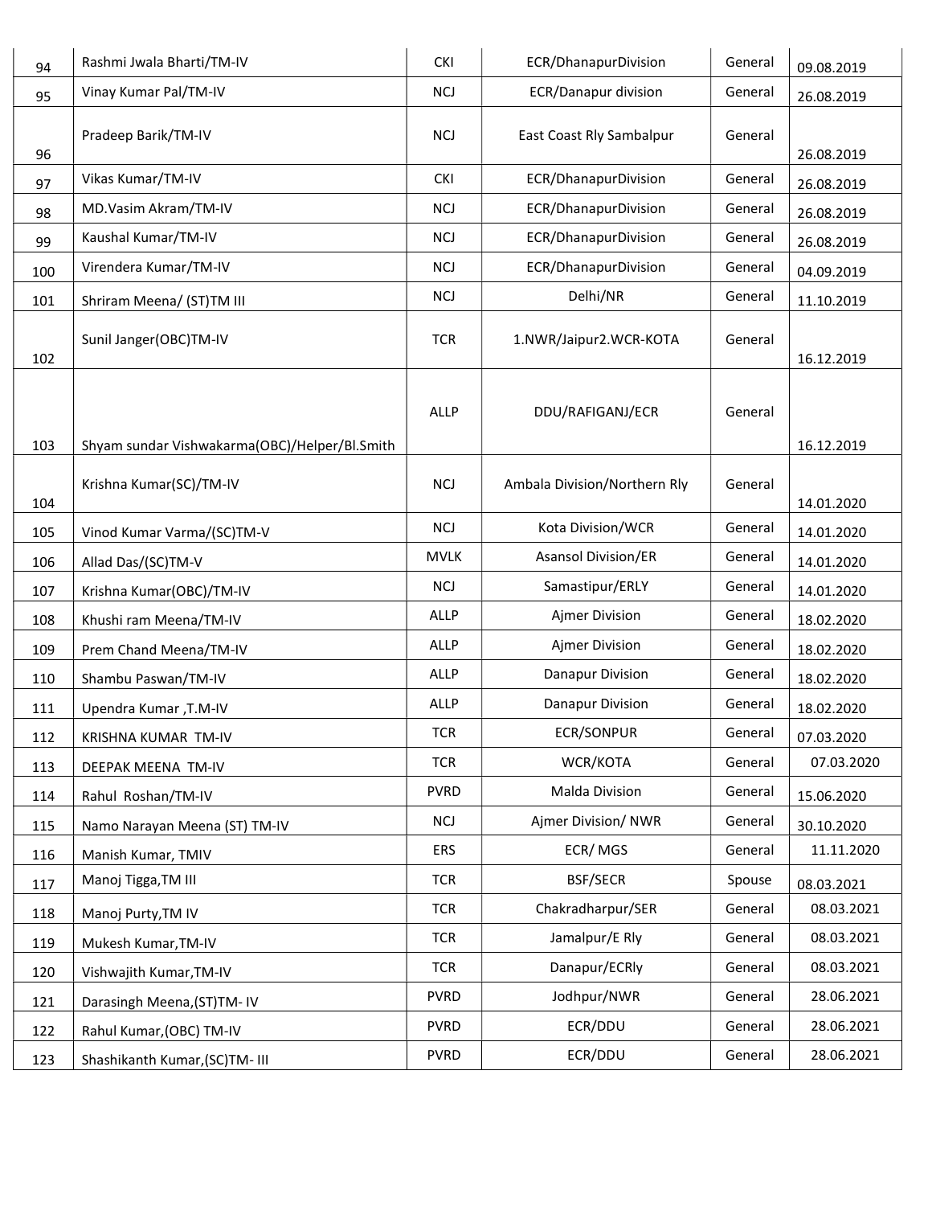| | | | | | |
|---|---|---|---|---|---|
| 94 | Rashmi Jwala Bharti/TM-IV | CKI | ECR/DhanapurDivision | General | 09.08.2019 |
| 95 | Vinay Kumar Pal/TM-IV | NCJ | ECR/Danapur division | General | 26.08.2019 |
| 96 | Pradeep Barik/TM-IV | NCJ | East Coast Rly Sambalpur | General | 26.08.2019 |
| 97 | Vikas Kumar/TM-IV | CKI | ECR/DhanapurDivision | General | 26.08.2019 |
| 98 | MD.Vasim Akram/TM-IV | NCJ | ECR/DhanapurDivision | General | 26.08.2019 |
| 99 | Kaushal Kumar/TM-IV | NCJ | ECR/DhanapurDivision | General | 26.08.2019 |
| 100 | Virendera Kumar/TM-IV | NCJ | ECR/DhanapurDivision | General | 04.09.2019 |
| 101 | Shriram Meena/ (ST)TM III | NCJ | Delhi/NR | General | 11.10.2019 |
| 102 | Sunil Janger(OBC)TM-IV | TCR | 1.NWR/Jaipur2.WCR-KOTA | General | 16.12.2019 |
| 103 | Shyam sundar Vishwakarma(OBC)/Helper/Bl.Smith | ALLP | DDU/RAFIGANJ/ECR | General | 16.12.2019 |
| 104 | Krishna Kumar(SC)/TM-IV | NCJ | Ambala Division/Northern Rly | General | 14.01.2020 |
| 105 | Vinod Kumar Varma/(SC)TM-V | NCJ | Kota Division/WCR | General | 14.01.2020 |
| 106 | Allad Das/(SC)TM-V | MVLK | Asansol Division/ER | General | 14.01.2020 |
| 107 | Krishna Kumar(OBC)/TM-IV | NCJ | Samastipur/ERLY | General | 14.01.2020 |
| 108 | Khushi ram Meena/TM-IV | ALLP | Ajmer Division | General | 18.02.2020 |
| 109 | Prem Chand Meena/TM-IV | ALLP | Ajmer Division | General | 18.02.2020 |
| 110 | Shambu Paswan/TM-IV | ALLP | Danapur Division | General | 18.02.2020 |
| 111 | Upendra Kumar ,T.M-IV | ALLP | Danapur Division | General | 18.02.2020 |
| 112 | KRISHNA KUMAR TM-IV | TCR | ECR/SONPUR | General | 07.03.2020 |
| 113 | DEEPAK MEENA TM-IV | TCR | WCR/KOTA | General | 07.03.2020 |
| 114 | Rahul Roshan/TM-IV | PVRD | Malda Division | General | 15.06.2020 |
| 115 | Namo Narayan Meena (ST) TM-IV | NCJ | Ajmer Division/ NWR | General | 30.10.2020 |
| 116 | Manish Kumar, TMIV | ERS | ECR/ MGS | General | 11.11.2020 |
| 117 | Manoj Tigga,TM III | TCR | BSF/SECR | Spouse | 08.03.2021 |
| 118 | Manoj Purty,TM IV | TCR | Chakradharpur/SER | General | 08.03.2021 |
| 119 | Mukesh Kumar,TM-IV | TCR | Jamalpur/E Rly | General | 08.03.2021 |
| 120 | Vishwajith Kumar,TM-IV | TCR | Danapur/ECRly | General | 08.03.2021 |
| 121 | Darasingh Meena,(ST)TM- IV | PVRD | Jodhpur/NWR | General | 28.06.2021 |
| 122 | Rahul Kumar,(OBC) TM-IV | PVRD | ECR/DDU | General | 28.06.2021 |
| 123 | Shashikanth Kumar,(SC)TM- III | PVRD | ECR/DDU | General | 28.06.2021 |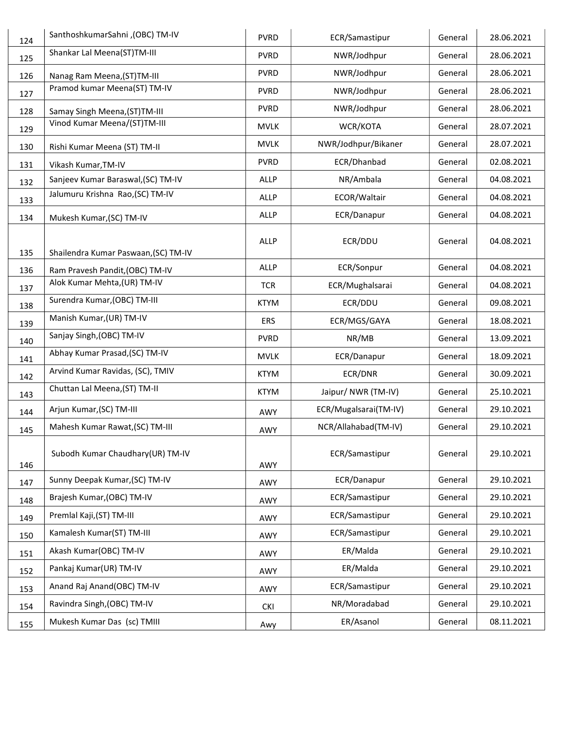| | | | | | |
|---|---|---|---|---|---|
| 124 | SanthoshkumarSahni ,(OBC) TM-IV | PVRD | ECR/Samastipur | General | 28.06.2021 |
| 125 | Shankar Lal Meena(ST)TM-III | PVRD | NWR/Jodhpur | General | 28.06.2021 |
| 126 | Nanag Ram Meena,(ST)TM-III | PVRD | NWR/Jodhpur | General | 28.06.2021 |
| 127 | Pramod kumar Meena(ST) TM-IV | PVRD | NWR/Jodhpur | General | 28.06.2021 |
| 128 | Samay Singh Meena,(ST)TM-III | PVRD | NWR/Jodhpur | General | 28.06.2021 |
| 129 | Vinod Kumar Meena/(ST)TM-III | MVLK | WCR/KOTA | General | 28.07.2021 |
| 130 | Rishi Kumar Meena (ST) TM-II | MVLK | NWR/Jodhpur/Bikaner | General | 28.07.2021 |
| 131 | Vikash Kumar,TM-IV | PVRD | ECR/Dhanbad | General | 02.08.2021 |
| 132 | Sanjeev Kumar Baraswal,(SC) TM-IV | ALLP | NR/Ambala | General | 04.08.2021 |
| 133 | Jalumuru Krishna Rao,(SC) TM-IV | ALLP | ECOR/Waltair | General | 04.08.2021 |
| 134 | Mukesh Kumar,(SC) TM-IV | ALLP | ECR/Danapur | General | 04.08.2021 |
| 135 | Shailendra Kumar Paswaan,(SC) TM-IV | ALLP | ECR/DDU | General | 04.08.2021 |
| 136 | Ram Pravesh Pandit,(OBC) TM-IV | ALLP | ECR/Sonpur | General | 04.08.2021 |
| 137 | Alok Kumar Mehta,(UR) TM-IV | TCR | ECR/Mughalsarai | General | 04.08.2021 |
| 138 | Surendra Kumar,(OBC) TM-III | KTYM | ECR/DDU | General | 09.08.2021 |
| 139 | Manish Kumar,(UR) TM-IV | ERS | ECR/MGS/GAYA | General | 18.08.2021 |
| 140 | Sanjay Singh,(OBC) TM-IV | PVRD | NR/MB | General | 13.09.2021 |
| 141 | Abhay Kumar Prasad,(SC) TM-IV | MVLK | ECR/Danapur | General | 18.09.2021 |
| 142 | Arvind Kumar Ravidas, (SC), TMIV | KTYM | ECR/DNR | General | 30.09.2021 |
| 143 | Chuttan Lal Meena,(ST) TM-II | KTYM | Jaipur/ NWR (TM-IV) | General | 25.10.2021 |
| 144 | Arjun Kumar,(SC) TM-III | AWY | ECR/Mugalsarai(TM-IV) | General | 29.10.2021 |
| 145 | Mahesh Kumar Rawat,(SC) TM-III | AWY | NCR/Allahabad(TM-IV) | General | 29.10.2021 |
| 146 | Subodh Kumar Chaudhary(UR) TM-IV | AWY | ECR/Samastipur | General | 29.10.2021 |
| 147 | Sunny Deepak Kumar,(SC) TM-IV | AWY | ECR/Danapur | General | 29.10.2021 |
| 148 | Brajesh Kumar,(OBC) TM-IV | AWY | ECR/Samastipur | General | 29.10.2021 |
| 149 | Premlal Kaji,(ST) TM-III | AWY | ECR/Samastipur | General | 29.10.2021 |
| 150 | Kamalesh Kumar(ST) TM-III | AWY | ECR/Samastipur | General | 29.10.2021 |
| 151 | Akash Kumar(OBC) TM-IV | AWY | ER/Malda | General | 29.10.2021 |
| 152 | Pankaj Kumar(UR) TM-IV | AWY | ER/Malda | General | 29.10.2021 |
| 153 | Anand Raj Anand(OBC) TM-IV | AWY | ECR/Samastipur | General | 29.10.2021 |
| 154 | Ravindra Singh,(OBC) TM-IV | CKI | NR/Moradabad | General | 29.10.2021 |
| 155 | Mukesh Kumar Das (sc) TMIII | Awy | ER/Asanol | General | 08.11.2021 |